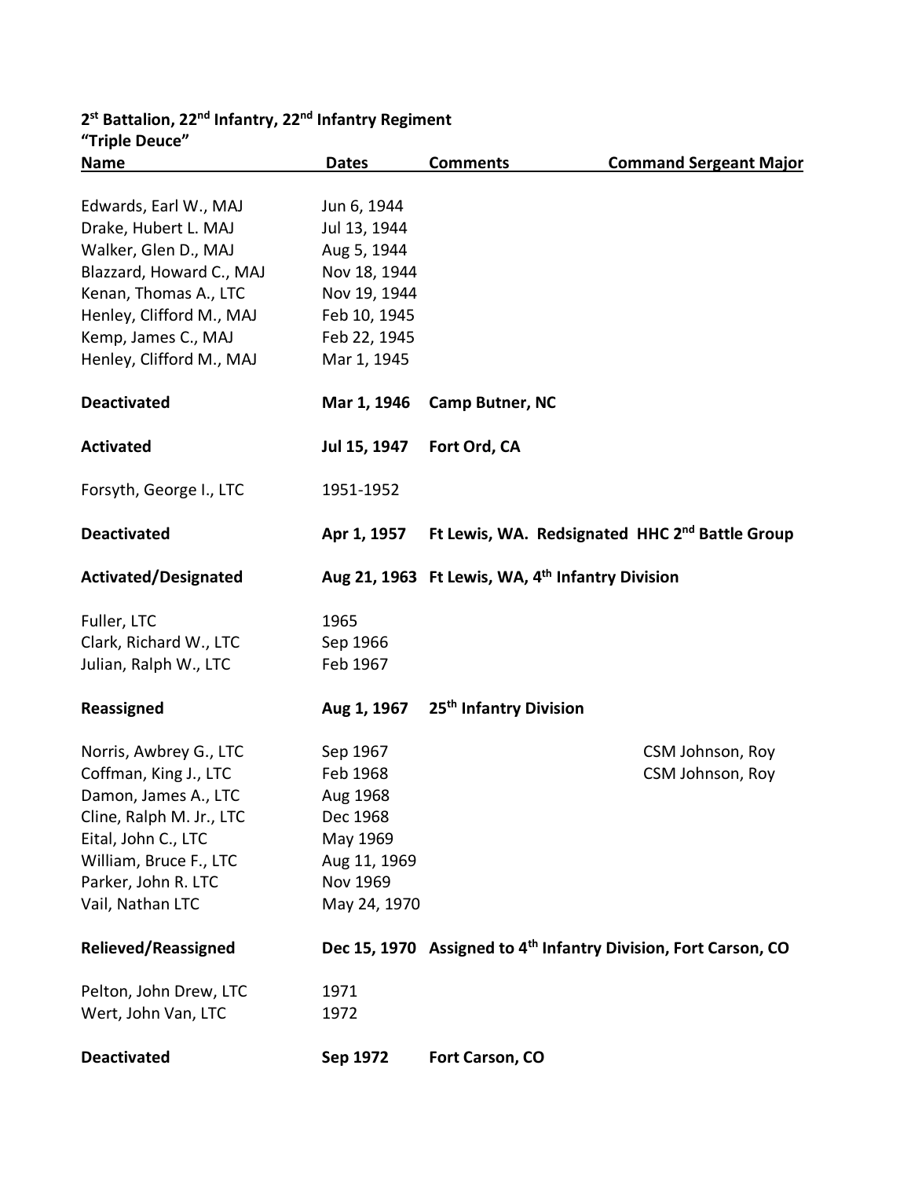**2[st] Battalion, 22[nd] Infantry, 22[nd] Infantry Regiment**
**"Triple Deuce"**

| Name | Dates | Comments | Command Sergeant Major |
|---|---|---|---|
| Edwards, Earl W., MAJ | Jun 6, 1944 | | |
| Drake, Hubert L. MAJ | Jul 13, 1944 | | |
| Walker, Glen D., MAJ | Aug 5, 1944 | | |
| Blazzard, Howard C., MAJ | Nov 18, 1944 | | |
| Kenan, Thomas A., LTC | Nov 19, 1944 | | |
| Henley, Clifford M., MAJ | Feb 10, 1945 | | |
| Kemp, James C., MAJ | Feb 22, 1945 | | |
| Henley, Clifford M., MAJ | Mar 1, 1945 | | |
| **Deactivated** | **Mar 1, 1946** | **Camp Butner, NC** | |
| **Activated** | **Jul 15, 1947** | **Fort Ord, CA** | |
| Forsyth, George I., LTC | 1951-1952 | | |
| **Deactivated** | **Apr 1, 1957** | **Ft Lewis, WA. Redsignated HHC 2[nd] Battle Group** | |
| **Activated/Designated** | **Aug 21, 1963** | **Ft Lewis, WA, 4[th] Infantry Division** | |
| Fuller, LTC | 1965 | | |
| Clark, Richard W., LTC | Sep 1966 | | |
| Julian, Ralph W., LTC | Feb 1967 | | |
| **Reassigned** | **Aug 1, 1967** | **25[th] Infantry Division** | |
| Norris, Awbrey G., LTC | Sep 1967 | | CSM Johnson, Roy |
| Coffman, King J., LTC | Feb 1968 | | CSM Johnson, Roy |
| Damon, James A., LTC | Aug 1968 | | |
| Cline, Ralph M. Jr., LTC | Dec 1968 | | |
| Eital, John C., LTC | May 1969 | | |
| William, Bruce F., LTC | Aug 11, 1969 | | |
| Parker, John R. LTC | Nov 1969 | | |
| Vail, Nathan LTC | May 24, 1970 | | |
| **Relieved/Reassigned** | **Dec 15, 1970** | **Assigned to 4[th] Infantry Division, Fort Carson, CO** | |
| Pelton, John Drew, LTC | 1971 | | |
| Wert, John Van, LTC | 1972 | | |
| **Deactivated** | **Sep 1972** | **Fort Carson, CO** | |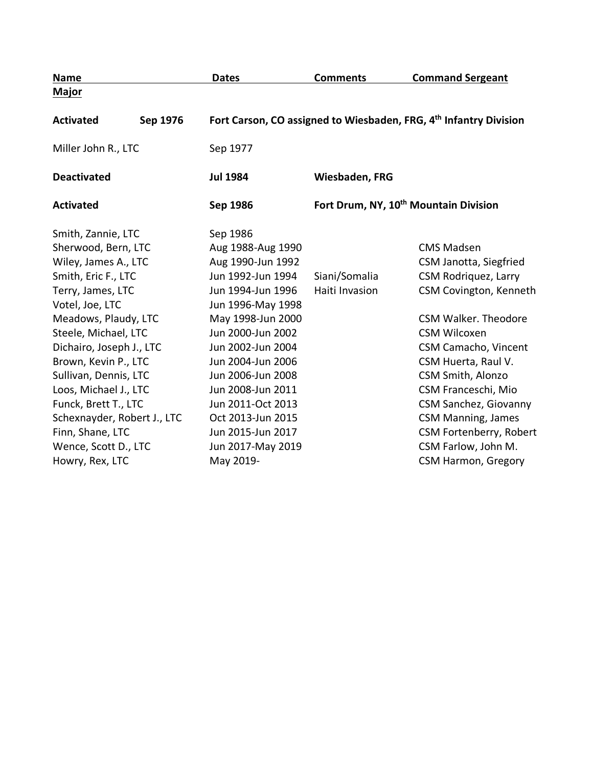| Name | Dates | Comments | Command Sergeant Major |
|---|---|---|---|
| **Activated** | **Sep 1976** | **Fort Carson, CO assigned to Wiesbaden, FRG, 4th Infantry Division** | |
| Miller John R., LTC | Sep 1977 | | |
| **Deactivated** | **Jul 1984** | **Wiesbaden, FRG** | |
| **Activated** | **Sep 1986** | **Fort Drum, NY, 10th Mountain Division** | |
| Smith, Zannie, LTC | Sep 1986 | | |
| Sherwood, Bern, LTC | Aug 1988-Aug 1990 | | CMS Madsen |
| Wiley, James A., LTC | Aug 1990-Jun 1992 | | CSM Janotta, Siegfried |
| Smith, Eric F., LTC | Jun 1992-Jun 1994 | Siani/Somalia | CSM Rodriquez, Larry |
| Terry, James, LTC | Jun 1994-Jun 1996 | Haiti Invasion | CSM Covington, Kenneth |
| Votel, Joe, LTC | Jun 1996-May 1998 | | |
| Meadows, Plaudy, LTC | May 1998-Jun 2000 | | CSM Walker. Theodore |
| Steele, Michael, LTC | Jun 2000-Jun 2002 | | CSM Wilcoxen |
| Dichairo, Joseph J., LTC | Jun 2002-Jun 2004 | | CSM Camacho, Vincent |
| Brown, Kevin P., LTC | Jun 2004-Jun 2006 | | CSM Huerta, Raul V. |
| Sullivan, Dennis, LTC | Jun 2006-Jun 2008 | | CSM Smith, Alonzo |
| Loos, Michael J., LTC | Jun 2008-Jun 2011 | | CSM Franceschi, Mio |
| Funck, Brett T., LTC | Jun 2011-Oct 2013 | | CSM Sanchez, Giovanny |
| Schexnayder, Robert J., LTC | Oct 2013-Jun 2015 | | CSM Manning, James |
| Finn, Shane, LTC | Jun 2015-Jun 2017 | | CSM Fortenberry, Robert |
| Wence, Scott D., LTC | Jun 2017-May 2019 | | CSM Farlow, John M. |
| Howry, Rex, LTC | May 2019- | | CSM Harmon, Gregory |